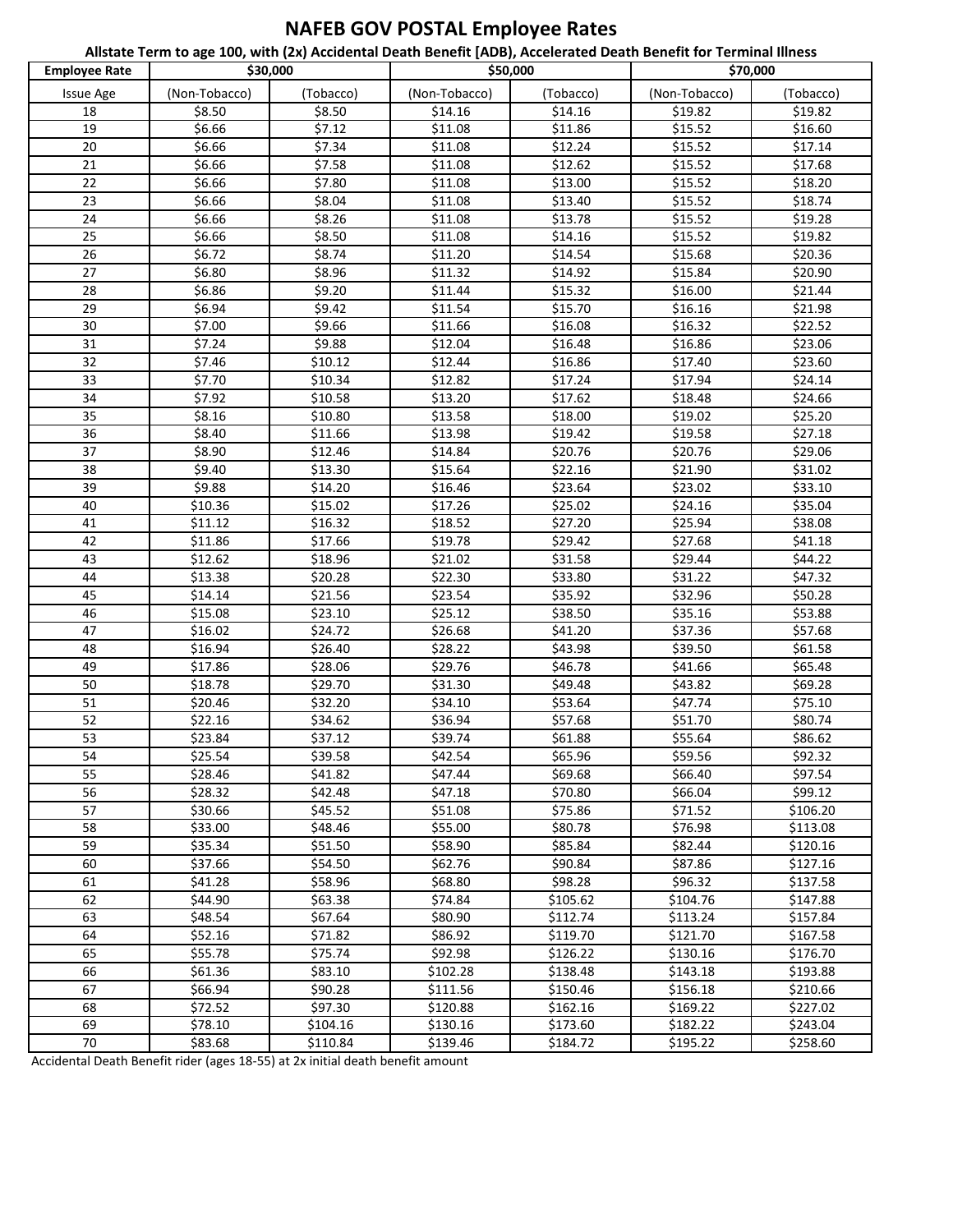# NAFEB GOV POSTAL Employee Rates

**Allstate Term to age 100, with (2x) Accidental Death Benefit [ADB], Accelerated Death Benefit for Terminal Illness**

| Employee Rate | $30,000 | | $50,000 | | $70,000 | |
|---|---|---|---|---|---|---|
| Issue Age | (Non-Tobacco) | (Tobacco) | (Non-Tobacco) | (Tobacco) | (Non-Tobacco) | (Tobacco) |
| 18 | $8.50 | $8.50 | $14.16 | $14.16 | $19.82 | $19.82 |
| 19 | $6.66 | $7.12 | $11.08 | $11.86 | $15.52 | $16.60 |
| 20 | $6.66 | $7.34 | $11.08 | $12.24 | $15.52 | $17.14 |
| 21 | $6.66 | $7.58 | $11.08 | $12.62 | $15.52 | $17.68 |
| 22 | $6.66 | $7.80 | $11.08 | $13.00 | $15.52 | $18.20 |
| 23 | $6.66 | $8.04 | $11.08 | $13.40 | $15.52 | $18.74 |
| 24 | $6.66 | $8.26 | $11.08 | $13.78 | $15.52 | $19.28 |
| 25 | $6.66 | $8.50 | $11.08 | $14.16 | $15.52 | $19.82 |
| 26 | $6.72 | $8.74 | $11.20 | $14.54 | $15.68 | $20.36 |
| 27 | $6.80 | $8.96 | $11.32 | $14.92 | $15.84 | $20.90 |
| 28 | $6.86 | $9.20 | $11.44 | $15.32 | $16.00 | $21.44 |
| 29 | $6.94 | $9.42 | $11.54 | $15.70 | $16.16 | $21.98 |
| 30 | $7.00 | $9.66 | $11.66 | $16.08 | $16.32 | $22.52 |
| 31 | $7.24 | $9.88 | $12.04 | $16.48 | $16.86 | $23.06 |
| 32 | $7.46 | $10.12 | $12.44 | $16.86 | $17.40 | $23.60 |
| 33 | $7.70 | $10.34 | $12.82 | $17.24 | $17.94 | $24.14 |
| 34 | $7.92 | $10.58 | $13.20 | $17.62 | $18.48 | $24.66 |
| 35 | $8.16 | $10.80 | $13.58 | $18.00 | $19.02 | $25.20 |
| 36 | $8.40 | $11.66 | $13.98 | $19.42 | $19.58 | $27.18 |
| 37 | $8.90 | $12.46 | $14.84 | $20.76 | $20.76 | $29.06 |
| 38 | $9.40 | $13.30 | $15.64 | $22.16 | $21.90 | $31.02 |
| 39 | $9.88 | $14.20 | $16.46 | $23.64 | $23.02 | $33.10 |
| 40 | $10.36 | $15.02 | $17.26 | $25.02 | $24.16 | $35.04 |
| 41 | $11.12 | $16.32 | $18.52 | $27.20 | $25.94 | $38.08 |
| 42 | $11.86 | $17.66 | $19.78 | $29.42 | $27.68 | $41.18 |
| 43 | $12.62 | $18.96 | $21.02 | $31.58 | $29.44 | $44.22 |
| 44 | $13.38 | $20.28 | $22.30 | $33.80 | $31.22 | $47.32 |
| 45 | $14.14 | $21.56 | $23.54 | $35.92 | $32.96 | $50.28 |
| 46 | $15.08 | $23.10 | $25.12 | $38.50 | $35.16 | $53.88 |
| 47 | $16.02 | $24.72 | $26.68 | $41.20 | $37.36 | $57.68 |
| 48 | $16.94 | $26.40 | $28.22 | $43.98 | $39.50 | $61.58 |
| 49 | $17.86 | $28.06 | $29.76 | $46.78 | $41.66 | $65.48 |
| 50 | $18.78 | $29.70 | $31.30 | $49.48 | $43.82 | $69.28 |
| 51 | $20.46 | $32.20 | $34.10 | $53.64 | $47.74 | $75.10 |
| 52 | $22.16 | $34.62 | $36.94 | $57.68 | $51.70 | $80.74 |
| 53 | $23.84 | $37.12 | $39.74 | $61.88 | $55.64 | $86.62 |
| 54 | $25.54 | $39.58 | $42.54 | $65.96 | $59.56 | $92.32 |
| 55 | $28.46 | $41.82 | $47.44 | $69.68 | $66.40 | $97.54 |
| 56 | $28.32 | $42.48 | $47.18 | $70.80 | $66.04 | $99.12 |
| 57 | $30.66 | $45.52 | $51.08 | $75.86 | $71.52 | $106.20 |
| 58 | $33.00 | $48.46 | $55.00 | $80.78 | $76.98 | $113.08 |
| 59 | $35.34 | $51.50 | $58.90 | $85.84 | $82.44 | $120.16 |
| 60 | $37.66 | $54.50 | $62.76 | $90.84 | $87.86 | $127.16 |
| 61 | $41.28 | $58.96 | $68.80 | $98.28 | $96.32 | $137.58 |
| 62 | $44.90 | $63.38 | $74.84 | $105.62 | $104.76 | $147.88 |
| 63 | $48.54 | $67.64 | $80.90 | $112.74 | $113.24 | $157.84 |
| 64 | $52.16 | $71.82 | $86.92 | $119.70 | $121.70 | $167.58 |
| 65 | $55.78 | $75.74 | $92.98 | $126.22 | $130.16 | $176.70 |
| 66 | $61.36 | $83.10 | $102.28 | $138.48 | $143.18 | $193.88 |
| 67 | $66.94 | $90.28 | $111.56 | $150.46 | $156.18 | $210.66 |
| 68 | $72.52 | $97.30 | $120.88 | $162.16 | $169.22 | $227.02 |
| 69 | $78.10 | $104.16 | $130.16 | $173.60 | $182.22 | $243.04 |
| 70 | $83.68 | $110.84 | $139.46 | $184.72 | $195.22 | $258.60 |

Accidental Death Benefit rider (ages 18-55) at 2x initial death benefit amount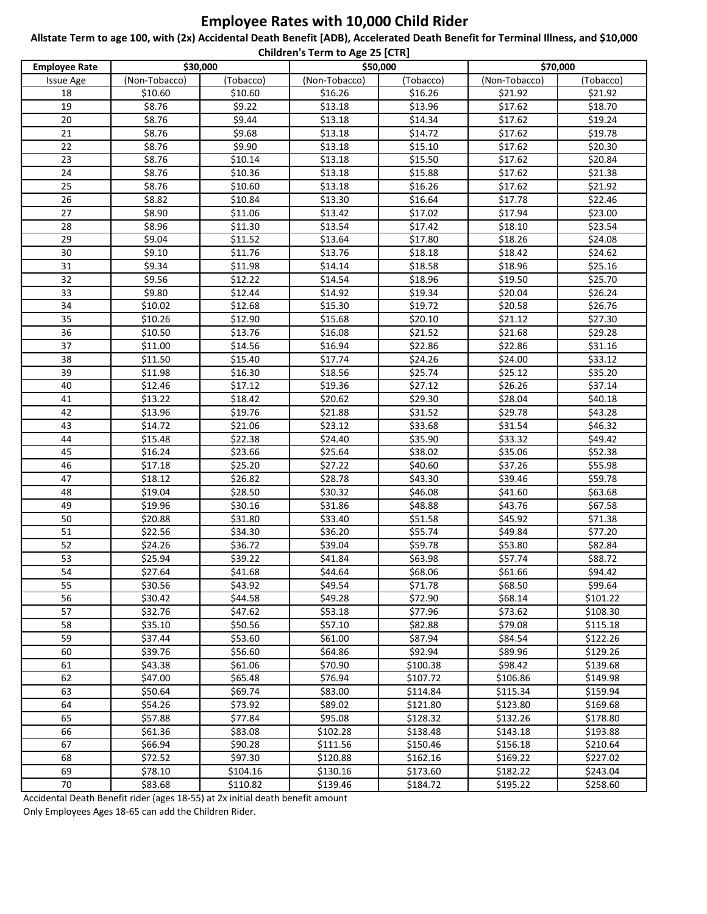# Employee Rates with 10,000 Child Rider

**Allstate Term to age 100, with (2x) Accidental Death Benefit [ADB), Accelerated Death Benefit for Terminal Illness, and $10,000 Children's Term to Age 25 [CTR]**

| Employee Rate | $30,000 | | $50,000 | | $70,000 | |
|---|---|---|---|---|---|---|
| Issue Age | (Non-Tobacco) | (Tobacco) | (Non-Tobacco) | (Tobacco) | (Non-Tobacco) | (Tobacco) |
| 18 | $10.60 | $10.60 | $16.26 | $16.26 | $21.92 | $21.92 |
| 19 | $8.76 | $9.22 | $13.18 | $13.96 | $17.62 | $18.70 |
| 20 | $8.76 | $9.44 | $13.18 | $14.34 | $17.62 | $19.24 |
| 21 | $8.76 | $9.68 | $13.18 | $14.72 | $17.62 | $19.78 |
| 22 | $8.76 | $9.90 | $13.18 | $15.10 | $17.62 | $20.30 |
| 23 | $8.76 | $10.14 | $13.18 | $15.50 | $17.62 | $20.84 |
| 24 | $8.76 | $10.36 | $13.18 | $15.88 | $17.62 | $21.38 |
| 25 | $8.76 | $10.60 | $13.18 | $16.26 | $17.62 | $21.92 |
| 26 | $8.82 | $10.84 | $13.30 | $16.64 | $17.78 | $22.46 |
| 27 | $8.90 | $11.06 | $13.42 | $17.02 | $17.94 | $23.00 |
| 28 | $8.96 | $11.30 | $13.54 | $17.42 | $18.10 | $23.54 |
| 29 | $9.04 | $11.52 | $13.64 | $17.80 | $18.26 | $24.08 |
| 30 | $9.10 | $11.76 | $13.76 | $18.18 | $18.42 | $24.62 |
| 31 | $9.34 | $11.98 | $14.14 | $18.58 | $18.96 | $25.16 |
| 32 | $9.56 | $12.22 | $14.54 | $18.96 | $19.50 | $25.70 |
| 33 | $9.80 | $12.44 | $14.92 | $19.34 | $20.04 | $26.24 |
| 34 | $10.02 | $12.68 | $15.30 | $19.72 | $20.58 | $26.76 |
| 35 | $10.26 | $12.90 | $15.68 | $20.10 | $21.12 | $27.30 |
| 36 | $10.50 | $13.76 | $16.08 | $21.52 | $21.68 | $29.28 |
| 37 | $11.00 | $14.56 | $16.94 | $22.86 | $22.86 | $31.16 |
| 38 | $11.50 | $15.40 | $17.74 | $24.26 | $24.00 | $33.12 |
| 39 | $11.98 | $16.30 | $18.56 | $25.74 | $25.12 | $35.20 |
| 40 | $12.46 | $17.12 | $19.36 | $27.12 | $26.26 | $37.14 |
| 41 | $13.22 | $18.42 | $20.62 | $29.30 | $28.04 | $40.18 |
| 42 | $13.96 | $19.76 | $21.88 | $31.52 | $29.78 | $43.28 |
| 43 | $14.72 | $21.06 | $23.12 | $33.68 | $31.54 | $46.32 |
| 44 | $15.48 | $22.38 | $24.40 | $35.90 | $33.32 | $49.42 |
| 45 | $16.24 | $23.66 | $25.64 | $38.02 | $35.06 | $52.38 |
| 46 | $17.18 | $25.20 | $27.22 | $40.60 | $37.26 | $55.98 |
| 47 | $18.12 | $26.82 | $28.78 | $43.30 | $39.46 | $59.78 |
| 48 | $19.04 | $28.50 | $30.32 | $46.08 | $41.60 | $63.68 |
| 49 | $19.96 | $30.16 | $31.86 | $48.88 | $43.76 | $67.58 |
| 50 | $20.88 | $31.80 | $33.40 | $51.58 | $45.92 | $71.38 |
| 51 | $22.56 | $34.30 | $36.20 | $55.74 | $49.84 | $77.20 |
| 52 | $24.26 | $36.72 | $39.04 | $59.78 | $53.80 | $82.84 |
| 53 | $25.94 | $39.22 | $41.84 | $63.98 | $57.74 | $88.72 |
| 54 | $27.64 | $41.68 | $44.64 | $68.06 | $61.66 | $94.42 |
| 55 | $30.56 | $43.92 | $49.54 | $71.78 | $68.50 | $99.64 |
| 56 | $30.42 | $44.58 | $49.28 | $72.90 | $68.14 | $101.22 |
| 57 | $32.76 | $47.62 | $53.18 | $77.96 | $73.62 | $108.30 |
| 58 | $35.10 | $50.56 | $57.10 | $82.88 | $79.08 | $115.18 |
| 59 | $37.44 | $53.60 | $61.00 | $87.94 | $84.54 | $122.26 |
| 60 | $39.76 | $56.60 | $64.86 | $92.94 | $89.96 | $129.26 |
| 61 | $43.38 | $61.06 | $70.90 | $100.38 | $98.42 | $139.68 |
| 62 | $47.00 | $65.48 | $76.94 | $107.72 | $106.86 | $149.98 |
| 63 | $50.64 | $69.74 | $83.00 | $114.84 | $115.34 | $159.94 |
| 64 | $54.26 | $73.92 | $89.02 | $121.80 | $123.80 | $169.68 |
| 65 | $57.88 | $77.84 | $95.08 | $128.32 | $132.26 | $178.80 |
| 66 | $61.36 | $83.08 | $102.28 | $138.48 | $143.18 | $193.88 |
| 67 | $66.94 | $90.28 | $111.56 | $150.46 | $156.18 | $210.64 |
| 68 | $72.52 | $97.30 | $120.88 | $162.16 | $169.22 | $227.02 |
| 69 | $78.10 | $104.16 | $130.16 | $173.60 | $182.22 | $243.04 |
| 70 | $83.68 | $110.82 | $139.46 | $184.72 | $195.22 | $258.60 |

Accidental Death Benefit rider (ages 18-55) at 2x initial death benefit amount

Only Employees Ages 18-65 can add the Children Rider.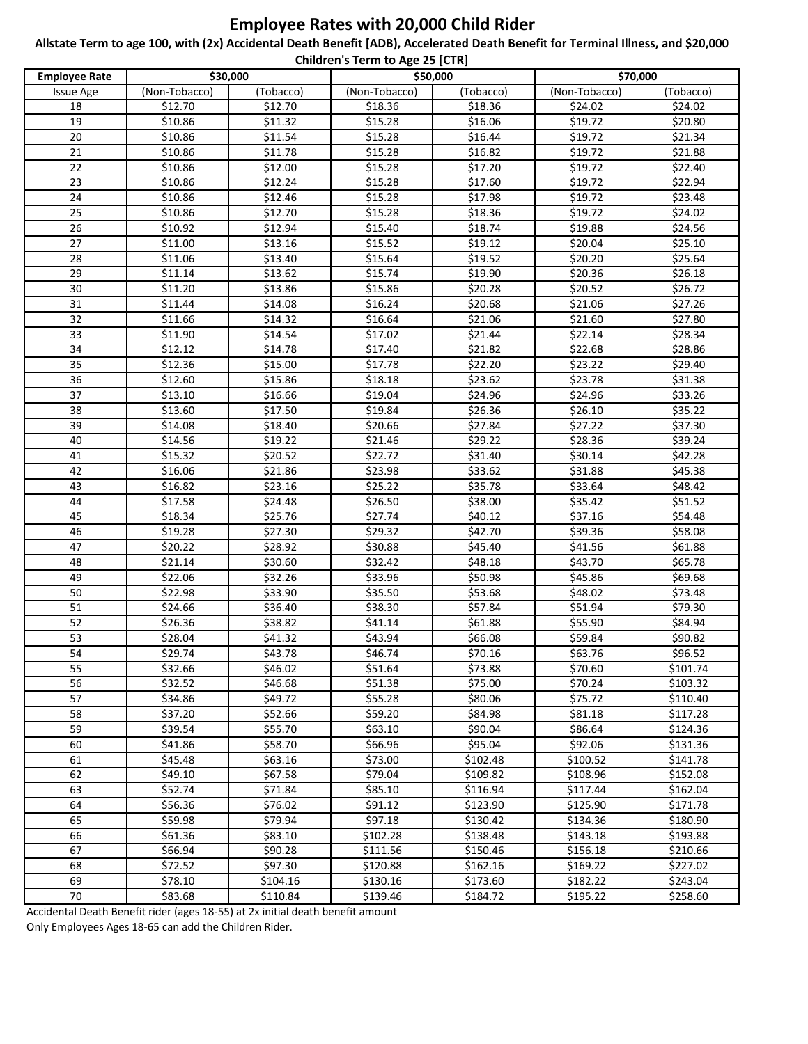# Employee Rates with 20,000 Child Rider

**Allstate Term to age 100, with (2x) Accidental Death Benefit [ADB], Accelerated Death Benefit for Terminal Illness, and $20,000 Children's Term to Age 25 [CTR]**

| Employee Rate | $30,000 | | $50,000 | | $70,000 | |
|---|---|---|---|---|---|---|
| Issue Age | (Non-Tobacco) | (Tobacco) | (Non-Tobacco) | (Tobacco) | (Non-Tobacco) | (Tobacco) |
| 18 | $12.70 | $12.70 | $18.36 | $18.36 | $24.02 | $24.02 |
| 19 | $10.86 | $11.32 | $15.28 | $16.06 | $19.72 | $20.80 |
| 20 | $10.86 | $11.54 | $15.28 | $16.44 | $19.72 | $21.34 |
| 21 | $10.86 | $11.78 | $15.28 | $16.82 | $19.72 | $21.88 |
| 22 | $10.86 | $12.00 | $15.28 | $17.20 | $19.72 | $22.40 |
| 23 | $10.86 | $12.24 | $15.28 | $17.60 | $19.72 | $22.94 |
| 24 | $10.86 | $12.46 | $15.28 | $17.98 | $19.72 | $23.48 |
| 25 | $10.86 | $12.70 | $15.28 | $18.36 | $19.72 | $24.02 |
| 26 | $10.92 | $12.94 | $15.40 | $18.74 | $19.88 | $24.56 |
| 27 | $11.00 | $13.16 | $15.52 | $19.12 | $20.04 | $25.10 |
| 28 | $11.06 | $13.40 | $15.64 | $19.52 | $20.20 | $25.64 |
| 29 | $11.14 | $13.62 | $15.74 | $19.90 | $20.36 | $26.18 |
| 30 | $11.20 | $13.86 | $15.86 | $20.28 | $20.52 | $26.72 |
| 31 | $11.44 | $14.08 | $16.24 | $20.68 | $21.06 | $27.26 |
| 32 | $11.66 | $14.32 | $16.64 | $21.06 | $21.60 | $27.80 |
| 33 | $11.90 | $14.54 | $17.02 | $21.44 | $22.14 | $28.34 |
| 34 | $12.12 | $14.78 | $17.40 | $21.82 | $22.68 | $28.86 |
| 35 | $12.36 | $15.00 | $17.78 | $22.20 | $23.22 | $29.40 |
| 36 | $12.60 | $15.86 | $18.18 | $23.62 | $23.78 | $31.38 |
| 37 | $13.10 | $16.66 | $19.04 | $24.96 | $24.96 | $33.26 |
| 38 | $13.60 | $17.50 | $19.84 | $26.36 | $26.10 | $35.22 |
| 39 | $14.08 | $18.40 | $20.66 | $27.84 | $27.22 | $37.30 |
| 40 | $14.56 | $19.22 | $21.46 | $29.22 | $28.36 | $39.24 |
| 41 | $15.32 | $20.52 | $22.72 | $31.40 | $30.14 | $42.28 |
| 42 | $16.06 | $21.86 | $23.98 | $33.62 | $31.88 | $45.38 |
| 43 | $16.82 | $23.16 | $25.22 | $35.78 | $33.64 | $48.42 |
| 44 | $17.58 | $24.48 | $26.50 | $38.00 | $35.42 | $51.52 |
| 45 | $18.34 | $25.76 | $27.74 | $40.12 | $37.16 | $54.48 |
| 46 | $19.28 | $27.30 | $29.32 | $42.70 | $39.36 | $58.08 |
| 47 | $20.22 | $28.92 | $30.88 | $45.40 | $41.56 | $61.88 |
| 48 | $21.14 | $30.60 | $32.42 | $48.18 | $43.70 | $65.78 |
| 49 | $22.06 | $32.26 | $33.96 | $50.98 | $45.86 | $69.68 |
| 50 | $22.98 | $33.90 | $35.50 | $53.68 | $48.02 | $73.48 |
| 51 | $24.66 | $36.40 | $38.30 | $57.84 | $51.94 | $79.30 |
| 52 | $26.36 | $38.82 | $41.14 | $61.88 | $55.90 | $84.94 |
| 53 | $28.04 | $41.32 | $43.94 | $66.08 | $59.84 | $90.82 |
| 54 | $29.74 | $43.78 | $46.74 | $70.16 | $63.76 | $96.52 |
| 55 | $32.66 | $46.02 | $51.64 | $73.88 | $70.60 | $101.74 |
| 56 | $32.52 | $46.68 | $51.38 | $75.00 | $70.24 | $103.32 |
| 57 | $34.86 | $49.72 | $55.28 | $80.06 | $75.72 | $110.40 |
| 58 | $37.20 | $52.66 | $59.20 | $84.98 | $81.18 | $117.28 |
| 59 | $39.54 | $55.70 | $63.10 | $90.04 | $86.64 | $124.36 |
| 60 | $41.86 | $58.70 | $66.96 | $95.04 | $92.06 | $131.36 |
| 61 | $45.48 | $63.16 | $73.00 | $102.48 | $100.52 | $141.78 |
| 62 | $49.10 | $67.58 | $79.04 | $109.82 | $108.96 | $152.08 |
| 63 | $52.74 | $71.84 | $85.10 | $116.94 | $117.44 | $162.04 |
| 64 | $56.36 | $76.02 | $91.12 | $123.90 | $125.90 | $171.78 |
| 65 | $59.98 | $79.94 | $97.18 | $130.42 | $134.36 | $180.90 |
| 66 | $61.36 | $83.10 | $102.28 | $138.48 | $143.18 | $193.88 |
| 67 | $66.94 | $90.28 | $111.56 | $150.46 | $156.18 | $210.66 |
| 68 | $72.52 | $97.30 | $120.88 | $162.16 | $169.22 | $227.02 |
| 69 | $78.10 | $104.16 | $130.16 | $173.60 | $182.22 | $243.04 |
| 70 | $83.68 | $110.84 | $139.46 | $184.72 | $195.22 | $258.60 |

Accidental Death Benefit rider (ages 18-55) at 2x initial death benefit amount

Only Employees Ages 18-65 can add the Children Rider.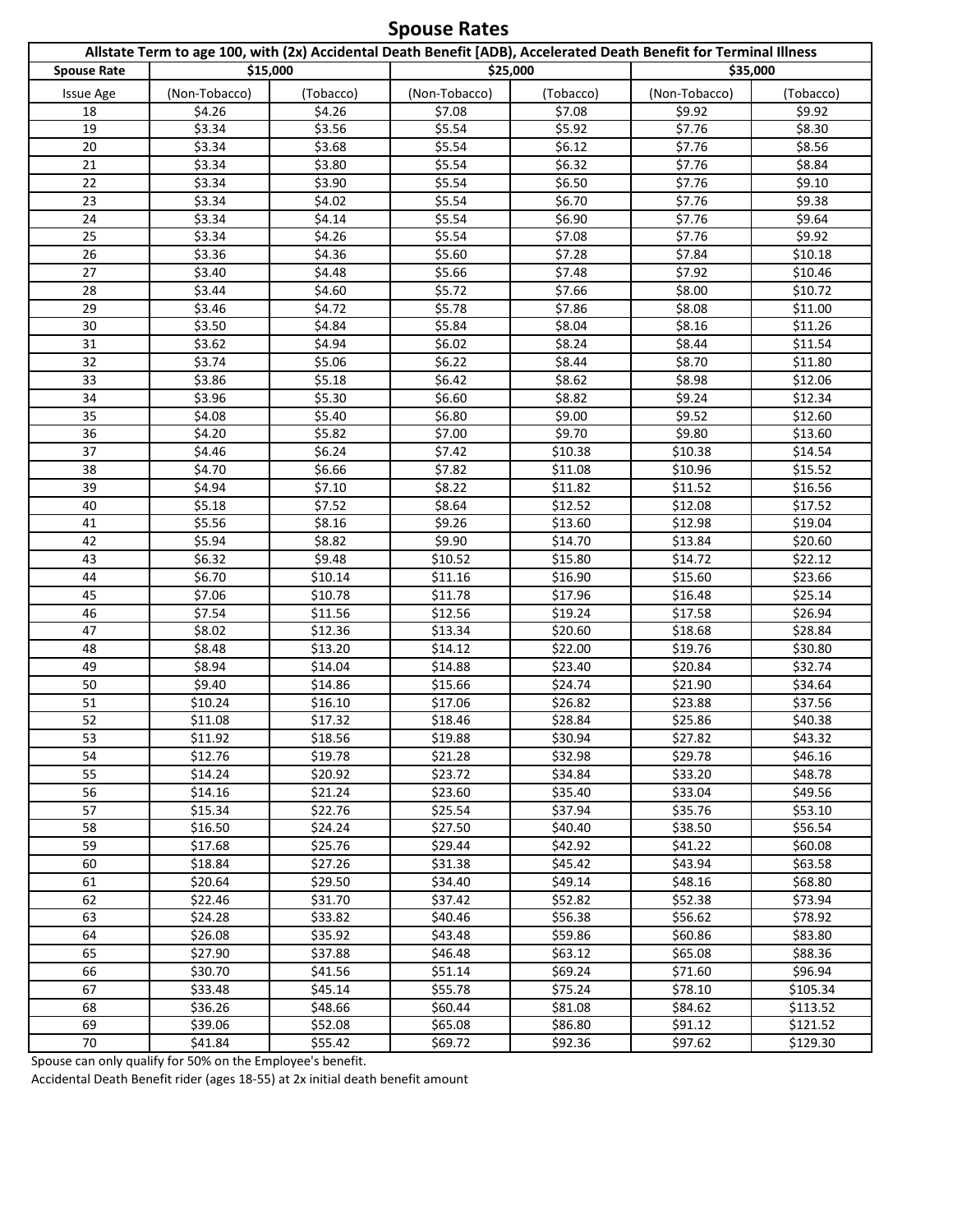# Spouse Rates

| Allstate Term to age 100, with (2x) Accidental Death Benefit [ADB], Accelerated Death Benefit for Terminal Illness | | | | | | |
|---|---|---|---|---|---|---|
| **Spouse Rate** | **$15,000** | | **$25,000** | | **$35,000** | |
| Issue Age | (Non-Tobacco) | (Tobacco) | (Non-Tobacco) | (Tobacco) | (Non-Tobacco) | (Tobacco) |
| 18 | $4.26 | $4.26 | $7.08 | $7.08 | $9.92 | $9.92 |
| 19 | $3.34 | $3.56 | $5.54 | $5.92 | $7.76 | $8.30 |
| 20 | $3.34 | $3.68 | $5.54 | $6.12 | $7.76 | $8.56 |
| 21 | $3.34 | $3.80 | $5.54 | $6.32 | $7.76 | $8.84 |
| 22 | $3.34 | $3.90 | $5.54 | $6.50 | $7.76 | $9.10 |
| 23 | $3.34 | $4.02 | $5.54 | $6.70 | $7.76 | $9.38 |
| 24 | $3.34 | $4.14 | $5.54 | $6.90 | $7.76 | $9.64 |
| 25 | $3.34 | $4.26 | $5.54 | $7.08 | $7.76 | $9.92 |
| 26 | $3.36 | $4.36 | $5.60 | $7.28 | $7.84 | $10.18 |
| 27 | $3.40 | $4.48 | $5.66 | $7.48 | $7.92 | $10.46 |
| 28 | $3.44 | $4.60 | $5.72 | $7.66 | $8.00 | $10.72 |
| 29 | $3.46 | $4.72 | $5.78 | $7.86 | $8.08 | $11.00 |
| 30 | $3.50 | $4.84 | $5.84 | $8.04 | $8.16 | $11.26 |
| 31 | $3.62 | $4.94 | $6.02 | $8.24 | $8.44 | $11.54 |
| 32 | $3.74 | $5.06 | $6.22 | $8.44 | $8.70 | $11.80 |
| 33 | $3.86 | $5.18 | $6.42 | $8.62 | $8.98 | $12.06 |
| 34 | $3.96 | $5.30 | $6.60 | $8.82 | $9.24 | $12.34 |
| 35 | $4.08 | $5.40 | $6.80 | $9.00 | $9.52 | $12.60 |
| 36 | $4.20 | $5.82 | $7.00 | $9.70 | $9.80 | $13.60 |
| 37 | $4.46 | $6.24 | $7.42 | $10.38 | $10.38 | $14.54 |
| 38 | $4.70 | $6.66 | $7.82 | $11.08 | $10.96 | $15.52 |
| 39 | $4.94 | $7.10 | $8.22 | $11.82 | $11.52 | $16.56 |
| 40 | $5.18 | $7.52 | $8.64 | $12.52 | $12.08 | $17.52 |
| 41 | $5.56 | $8.16 | $9.26 | $13.60 | $12.98 | $19.04 |
| 42 | $5.94 | $8.82 | $9.90 | $14.70 | $13.84 | $20.60 |
| 43 | $6.32 | $9.48 | $10.52 | $15.80 | $14.72 | $22.12 |
| 44 | $6.70 | $10.14 | $11.16 | $16.90 | $15.60 | $23.66 |
| 45 | $7.06 | $10.78 | $11.78 | $17.96 | $16.48 | $25.14 |
| 46 | $7.54 | $11.56 | $12.56 | $19.24 | $17.58 | $26.94 |
| 47 | $8.02 | $12.36 | $13.34 | $20.60 | $18.68 | $28.84 |
| 48 | $8.48 | $13.20 | $14.12 | $22.00 | $19.76 | $30.80 |
| 49 | $8.94 | $14.04 | $14.88 | $23.40 | $20.84 | $32.74 |
| 50 | $9.40 | $14.86 | $15.66 | $24.74 | $21.90 | $34.64 |
| 51 | $10.24 | $16.10 | $17.06 | $26.82 | $23.88 | $37.56 |
| 52 | $11.08 | $17.32 | $18.46 | $28.84 | $25.86 | $40.38 |
| 53 | $11.92 | $18.56 | $19.88 | $30.94 | $27.82 | $43.32 |
| 54 | $12.76 | $19.78 | $21.28 | $32.98 | $29.78 | $46.16 |
| 55 | $14.24 | $20.92 | $23.72 | $34.84 | $33.20 | $48.78 |
| 56 | $14.16 | $21.24 | $23.60 | $35.40 | $33.04 | $49.56 |
| 57 | $15.34 | $22.76 | $25.54 | $37.94 | $35.76 | $53.10 |
| 58 | $16.50 | $24.24 | $27.50 | $40.40 | $38.50 | $56.54 |
| 59 | $17.68 | $25.76 | $29.44 | $42.92 | $41.22 | $60.08 |
| 60 | $18.84 | $27.26 | $31.38 | $45.42 | $43.94 | $63.58 |
| 61 | $20.64 | $29.50 | $34.40 | $49.14 | $48.16 | $68.80 |
| 62 | $22.46 | $31.70 | $37.42 | $52.82 | $52.38 | $73.94 |
| 63 | $24.28 | $33.82 | $40.46 | $56.38 | $56.62 | $78.92 |
| 64 | $26.08 | $35.92 | $43.48 | $59.86 | $60.86 | $83.80 |
| 65 | $27.90 | $37.88 | $46.48 | $63.12 | $65.08 | $88.36 |
| 66 | $30.70 | $41.56 | $51.14 | $69.24 | $71.60 | $96.94 |
| 67 | $33.48 | $45.14 | $55.78 | $75.24 | $78.10 | $105.34 |
| 68 | $36.26 | $48.66 | $60.44 | $81.08 | $84.62 | $113.52 |
| 69 | $39.06 | $52.08 | $65.08 | $86.80 | $91.12 | $121.52 |
| 70 | $41.84 | $55.42 | $69.72 | $92.36 | $97.62 | $129.30 |

Spouse can only qualify for 50% on the Employee's benefit.

Accidental Death Benefit rider (ages 18-55) at 2x initial death benefit amount